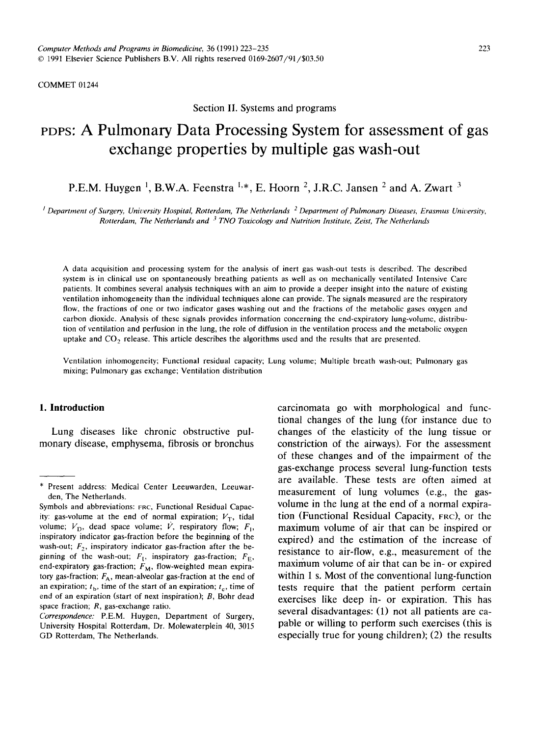COMMET 01244

Section II. Systems and programs

# PDPS: A Pulmonary Data Processing System for assessment of gas exchange properties by multiple gas wash-out

P.E.M. Huygen [1], B.W.A. Feenstra [1,*], E. Hoorn [2], J.R.C. Jansen [2] and A. Zwart [3]

[1] *Department of Surgery, University Hospital, Rotterdam, The Netherlands* [2] *Department of Pulmonary Diseases, Erasmus University, Rotterdam, The Netherlands and* [3] *TNO Toxicology and Nutrition Institute, Zeist, The Netherlands*

A data acquisition and processing system for the analysis of inert gas wash-out tests is described. The described system is in clinical use on spontaneously breathing patients as well as on mechanically ventilated Intensive Care patients. It combines several analysis techniques with an aim to provide a deeper insight into the nature of existing ventilation inhomogeneity than the individual techniques alone can provide. The signals measured are the respiratory flow, the fractions of one or two indicator gases washing out and the fractions of the metabolic gases oxygen and carbon dioxide. Analysis of these signals provides information concerning the end-expiratory lung-volume, distribution of ventilation and perfusion in the lung, the role of diffusion in the ventilation process and the metabolic oxygen uptake and $CO_2$ release. This article describes the algorithms used and the results that are presented.

Ventilation inhomogeneity; Functional residual capacity; Lung volume; Multiple breath wash-out; Pulmonary gas mixing; Pulmonary gas exchange; Ventilation distribution

## 1. Introduction

Lung diseases like chronic obstructive pulmonary disease, emphysema, fibrosis or bronchus carcinomata go with morphological and functional changes of the lung (for instance due to changes of the elasticity of the lung tissue or constriction of the airways). For the assessment of these changes and of the impairment of the gas-exchange process several lung-function tests are available. These tests are often aimed at measurement of lung volumes (e.g., the gas-volume in the lung at the end of a normal expiration (Functional Residual Capacity, FRC), or the maximum volume of air that can be inspired or expired) and the estimation of the increase of resistance to air-flow, e.g., measurement of the maximum volume of air that can be in- or expired within 1 s. Most of the conventional lung-function tests require that the patient perform certain exercises like deep in- or expiration. This has several disadvantages: (1) not all patients are capable or willing to perform such exercises (this is especially true for young children); (2) the results

---

\* Present address: Medical Center Leeuwarden, Leeuwarden, The Netherlands.

Symbols and abbreviations: FRC, Functional Residual Capacity: gas-volume at the end of normal expiration; $V_T$, tidal volume; $V_D$, dead space volume; $\dot{V}$, respiratory flow; $F_1$, inspiratory indicator gas-fraction before the beginning of the wash-out; $F_2$, inspiratory indicator gas-fraction after the beginning of the wash-out; $F_I$, inspiratory gas-fraction; $F_E$, end-expiratory gas-fraction; $F_M$, flow-weighted mean expiratory gas-fraction; $F_A$, mean-alveolar gas-fraction at the end of an expiration; $t_b$, time of the start of an expiration; $t_e$, time of end of an expiration (start of next inspiration); $B$, Bohr dead space fraction; $R$, gas-exchange ratio.

*Correspondence:* P.E.M. Huygen, Department of Surgery, University Hospital Rotterdam, Dr. Molewaterplein 40, 3015 GD Rotterdam, The Netherlands.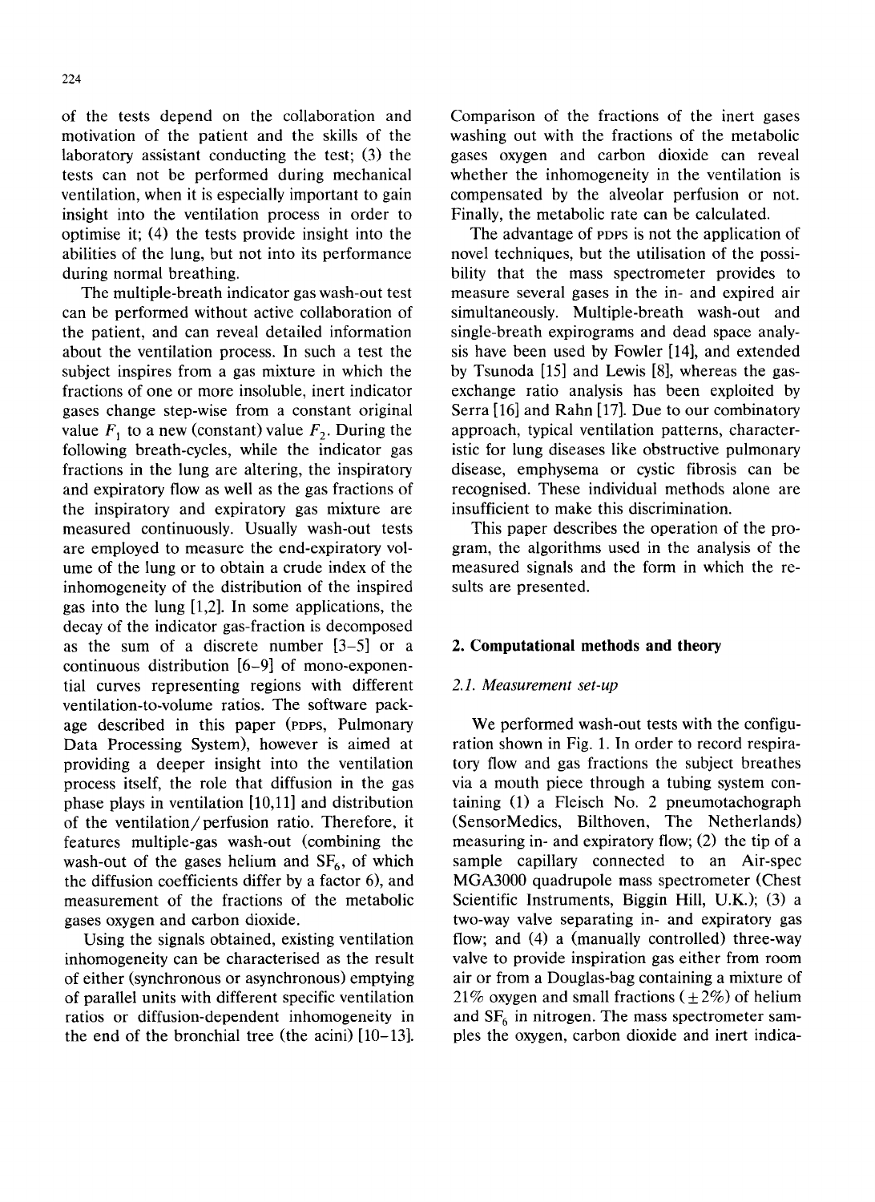of the tests depend on the collaboration and motivation of the patient and the skills of the laboratory assistant conducting the test; (3) the tests can not be performed during mechanical ventilation, when it is especially important to gain insight into the ventilation process in order to optimise it; (4) the tests provide insight into the abilities of the lung, but not into its performance during normal breathing.

The multiple-breath indicator gas wash-out test can be performed without active collaboration of the patient, and can reveal detailed information about the ventilation process. In such a test the subject inspires from a gas mixture in which the fractions of one or more insoluble, inert indicator gases change step-wise from a constant original value $F_1$ to a new (constant) value $F_2$. During the following breath-cycles, while the indicator gas fractions in the lung are altering, the inspiratory and expiratory flow as well as the gas fractions of the inspiratory and expiratory gas mixture are measured continuously. Usually wash-out tests are employed to measure the end-expiratory volume of the lung or to obtain a crude index of the inhomogeneity of the distribution of the inspired gas into the lung [1,2]. In some applications, the decay of the indicator gas-fraction is decomposed as the sum of a discrete number [3–5] or a continuous distribution [6–9] of mono-exponential curves representing regions with different ventilation-to-volume ratios. The software package described in this paper (PDPS, Pulmonary Data Processing System), however is aimed at providing a deeper insight into the ventilation process itself, the role that diffusion in the gas phase plays in ventilation [10,11] and distribution of the ventilation/perfusion ratio. Therefore, it features multiple-gas wash-out (combining the wash-out of the gases helium and $SF_6$, of which the diffusion coefficients differ by a factor 6), and measurement of the fractions of the metabolic gases oxygen and carbon dioxide.

Using the signals obtained, existing ventilation inhomogeneity can be characterised as the result of either (synchronous or asynchronous) emptying of parallel units with different specific ventilation ratios or diffusion-dependent inhomogeneity in the end of the bronchial tree (the acini) [10–13]. Comparison of the fractions of the inert gases washing out with the fractions of the metabolic gases oxygen and carbon dioxide can reveal whether the inhomogeneity in the ventilation is compensated by the alveolar perfusion or not. Finally, the metabolic rate can be calculated.

The advantage of PDPS is not the application of novel techniques, but the utilisation of the possibility that the mass spectrometer provides to measure several gases in the in- and expired air simultaneously. Multiple-breath wash-out and single-breath expirograms and dead space analysis have been used by Fowler [14], and extended by Tsunoda [15] and Lewis [8], whereas the gas-exchange ratio analysis has been exploited by Serra [16] and Rahn [17]. Due to our combinatory approach, typical ventilation patterns, characteristic for lung diseases like obstructive pulmonary disease, emphysema or cystic fibrosis can be recognised. These individual methods alone are insufficient to make this discrimination.

This paper describes the operation of the program, the algorithms used in the analysis of the measured signals and the form in which the results are presented.

## 2. Computational methods and theory

### 2.1. Measurement set-up

We performed wash-out tests with the configuration shown in Fig. 1. In order to record respiratory flow and gas fractions the subject breathes via a mouth piece through a tubing system containing (1) a Fleisch No. 2 pneumotachograph (SensorMedics, Bilthoven, The Netherlands) measuring in- and expiratory flow; (2) the tip of a sample capillary connected to an Air-spec MGA3000 quadrupole mass spectrometer (Chest Scientific Instruments, Biggin Hill, U.K.); (3) a two-way valve separating in- and expiratory gas flow; and (4) a (manually controlled) three-way valve to provide inspiration gas either from room air or from a Douglas-bag containing a mixture of 21% oxygen and small fractions (±2%) of helium and $SF_6$ in nitrogen. The mass spectrometer samples the oxygen, carbon dioxide and inert indica-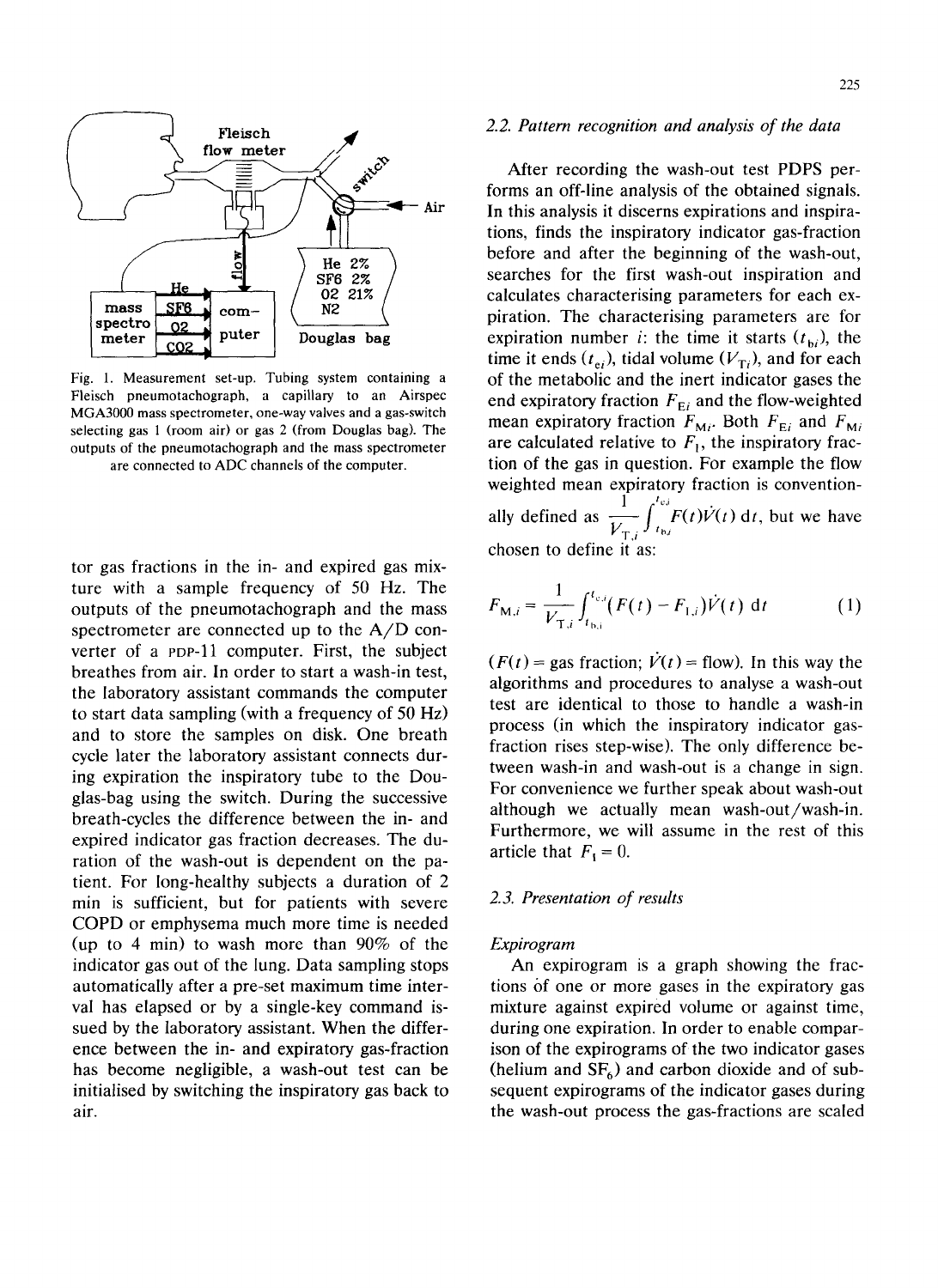Fig. 1. Measurement set-up. Tubing system containing a Fleisch pneumotachograph, a capillary to an Airspec MGA3000 mass spectrometer, one-way valves and a gas-switch selecting gas 1 (room air) or gas 2 (from Douglas bag). The outputs of the pneumotachograph and the mass spectrometer are connected to ADC channels of the computer.

tor gas fractions in the in- and expired gas mixture with a sample frequency of 50 Hz. The outputs of the pneumotachograph and the mass spectrometer are connected up to the A/D converter of a PDP-11 computer. First, the subject breathes from air. In order to start a wash-in test, the laboratory assistant commands the computer to start data sampling (with a frequency of 50 Hz) and to store the samples on disk. One breath cycle later the laboratory assistant connects during expiration the inspiratory tube to the Douglas-bag using the switch. During the successive breath-cycles the difference between the in- and expired indicator gas fraction decreases. The duration of the wash-out is dependent on the patient. For long-healthy subjects a duration of 2 min is sufficient, but for patients with severe COPD or emphysema much more time is needed (up to 4 min) to wash more than 90% of the indicator gas out of the lung. Data sampling stops automatically after a pre-set maximum time interval has elapsed or by a single-key command issued by the laboratory assistant. When the difference between the in- and expiratory gas-fraction has become negligible, a wash-out test can be initialised by switching the inspiratory gas back to air.

### 2.2. Pattern recognition and analysis of the data

After recording the wash-out test PDPS performs an off-line analysis of the obtained signals. In this analysis it discerns expirations and inspirations, finds the inspiratory indicator gas-fraction before and after the beginning of the wash-out, searches for the first wash-out inspiration and calculates characterising parameters for each expiration. The characterising parameters are for expiration number $i$: the time it starts ($t_{bi}$), the time it ends ($t_{ei}$), tidal volume ($V_{Ti}$), and for each of the metabolic and the inert indicator gases the end expiratory fraction $F_{Ei}$ and the flow-weighted mean expiratory fraction $F_{Mi}$. Both $F_{Ei}$ and $F_{Mi}$ are calculated relative to $F_I$, the inspiratory fraction of the gas in question. For example the flow weighted mean expiratory fraction is conventionally defined as $\frac{1}{V_{T,i}}\int_{t_{b,i}}^{t_{e,i}} F(t)\dot{V}(t)\,dt$, but we have chosen to define it as:

$$F_{M,i} = \frac{1}{V_{T,i}}\int_{t_{b,i}}^{t_{e,i}} (F(t) - F_{I,i})\dot{V}(t)\,dt \tag{1}$$

($F(t)$ = gas fraction; $\dot{V}(t)$ = flow). In this way the algorithms and procedures to analyse a wash-out test are identical to those to handle a wash-in process (in which the inspiratory indicator gas-fraction rises step-wise). The only difference between wash-in and wash-out is a change in sign. For convenience we further speak about wash-out although we actually mean wash-out/wash-in. Furthermore, we will assume in the rest of this article that $F_I = 0$.

### 2.3. Presentation of results

*Expirogram*

An expirogram is a graph showing the fractions of one or more gases in the expiratory gas mixture against expired volume or against time, during one expiration. In order to enable comparison of the expirograms of the two indicator gases (helium and $SF_6$) and carbon dioxide and of subsequent expirograms of the indicator gases during the wash-out process the gas-fractions are scaled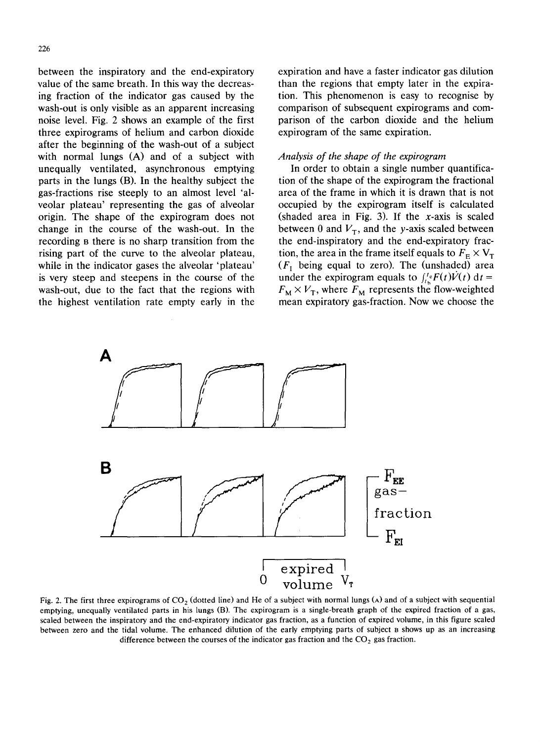between the inspiratory and the end-expiratory value of the same breath. In this way the decreasing fraction of the indicator gas caused by the wash-out is only visible as an apparent increasing noise level. Fig. 2 shows an example of the first three expirograms of helium and carbon dioxide after the beginning of the wash-out of a subject with normal lungs (A) and of a subject with unequally ventilated, asynchronous emptying parts in the lungs (B). In the healthy subject the gas-fractions rise steeply to an almost level 'alveolar plateau' representing the gas of alveolar origin. The shape of the expirogram does not change in the course of the wash-out. In the recording B there is no sharp transition from the rising part of the curve to the alveolar plateau, while in the indicator gases the alveolar 'plateau' is very steep and steepens in the course of the wash-out, due to the fact that the regions with the highest ventilation rate empty early in the expiration and have a faster indicator gas dilution than the regions that empty later in the expiration. This phenomenon is easy to recognise by comparison of subsequent expirograms and comparison of the carbon dioxide and the helium expirogram of the same expiration.

*Analysis of the shape of the expirogram*

In order to obtain a single number quantification of the shape of the expirogram the fractional area of the frame in which it is drawn that is not occupied by the expirogram itself is calculated (shaded area in Fig. 3). If the $x$-axis is scaled between 0 and $V_T$, and the $y$-axis scaled between the end-inspiratory and the end-expiratory fraction, the area in the frame itself equals to $F_E \times V_T$ ($F_I$ being equal to zero). The (unshaded) area under the expirogram equals to $\int_{t_b}^{t_e} F(t)\dot{V}(t)\,dt = F_M \times V_T$, where $F_M$ represents the flow-weighted mean expiratory gas-fraction. Now we choose the

Fig. 2. The first three expirograms of $CO_2$ (dotted line) and He of a subject with normal lungs (A) and of a subject with sequential emptying, unequally ventilated parts in his lungs (B). The expirogram is a single-breath graph of the expired fraction of a gas, scaled between the inspiratory and the end-expiratory indicator gas fraction, as a function of expired volume, in this figure scaled between zero and the tidal volume. The enhanced dilution of the early emptying parts of subject B shows up as an increasing difference between the courses of the indicator gas fraction and the $CO_2$ gas fraction.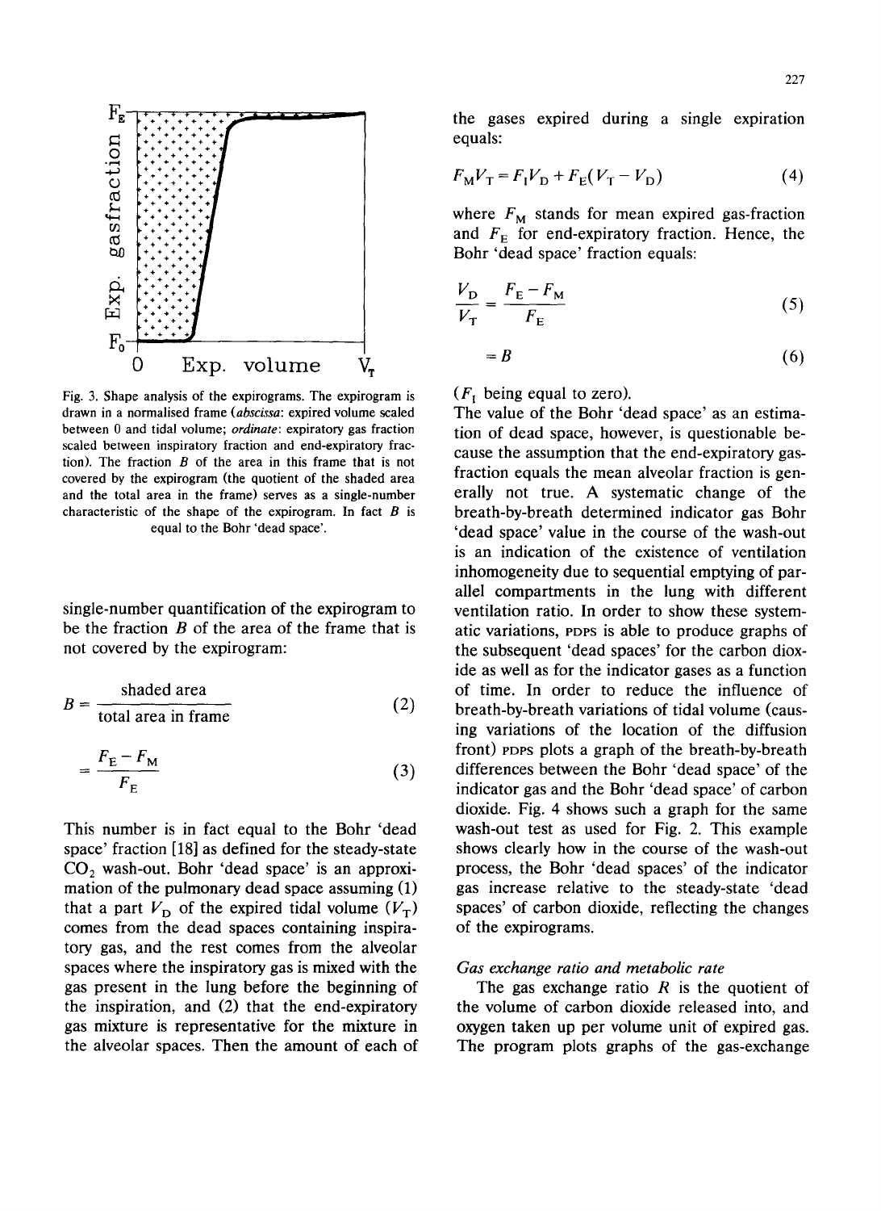Fig. 3. Shape analysis of the expirograms. The expirogram is drawn in a normalised frame (*abscissa*: expired volume scaled between 0 and tidal volume; *ordinate*: expiratory gas fraction scaled between inspiratory fraction and end-expiratory fraction). The fraction $B$ of the area in this frame that is not covered by the expirogram (the quotient of the shaded area and the total area in the frame) serves as a single-number characteristic of the shape of the expirogram. In fact $B$ is equal to the Bohr 'dead space'.

single-number quantification of the expirogram to be the fraction $B$ of the area of the frame that is not covered by the expirogram:

$$B = \frac{\text{shaded area}}{\text{total area in frame}} \tag{2}$$

$$= \frac{F_E - F_M}{F_E} \tag{3}$$

This number is in fact equal to the Bohr 'dead space' fraction [18] as defined for the steady-state $CO_2$ wash-out. Bohr 'dead space' is an approximation of the pulmonary dead space assuming (1) that a part $V_D$ of the expired tidal volume ($V_T$) comes from the dead spaces containing inspiratory gas, and the rest comes from the alveolar spaces where the inspiratory gas is mixed with the gas present in the lung before the beginning of the inspiration, and (2) that the end-expiratory gas mixture is representative for the mixture in the alveolar spaces. Then the amount of each of the gases expired during a single expiration equals:

$$F_M V_T = F_I V_D + F_E (V_T - V_D) \tag{4}$$

where $F_M$ stands for mean expired gas-fraction and $F_E$ for end-expiratory fraction. Hence, the Bohr 'dead space' fraction equals:

$$\frac{V_D}{V_T} = \frac{F_E - F_M}{F_E} \tag{5}$$

$$= B \tag{6}$$

($F_I$ being equal to zero).

The value of the Bohr 'dead space' as an estimation of dead space, however, is questionable because the assumption that the end-expiratory gas-fraction equals the mean alveolar fraction is generally not true. A systematic change of the breath-by-breath determined indicator gas Bohr 'dead space' value in the course of the wash-out is an indication of the existence of ventilation inhomogeneity due to sequential emptying of parallel compartments in the lung with different ventilation ratio. In order to show these systematic variations, PDPS is able to produce graphs of the subsequent 'dead spaces' for the carbon dioxide as well as for the indicator gases as a function of time. In order to reduce the influence of breath-by-breath variations of tidal volume (causing variations of the location of the diffusion front) PDPS plots a graph of the breath-by-breath differences between the Bohr 'dead space' of the indicator gas and the Bohr 'dead space' of carbon dioxide. Fig. 4 shows such a graph for the same wash-out test as used for Fig. 2. This example shows clearly how in the course of the wash-out process, the Bohr 'dead spaces' of the indicator gas increase relative to the steady-state 'dead spaces' of carbon dioxide, reflecting the changes of the expirograms.

*Gas exchange ratio and metabolic rate*

The gas exchange ratio $R$ is the quotient of the volume of carbon dioxide released into, and oxygen taken up per volume unit of expired gas. The program plots graphs of the gas-exchange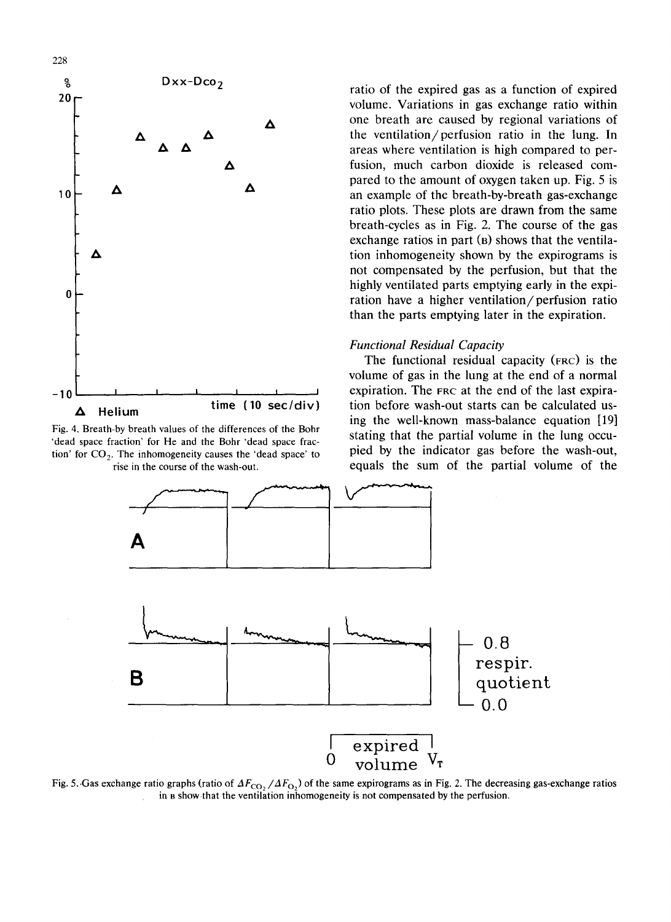Fig. 4. Breath-by breath values of the differences of the Bohr 'dead space fraction' for He and the Bohr 'dead space fraction' for $CO_2$. The inhomogeneity causes the 'dead space' to rise in the course of the wash-out.

ratio of the expired gas as a function of expired volume. Variations in gas exchange ratio within one breath are caused by regional variations of the ventilation/perfusion ratio in the lung. In areas where ventilation is high compared to perfusion, much carbon dioxide is released compared to the amount of oxygen taken up. Fig. 5 is an example of the breath-by-breath gas-exchange ratio plots. These plots are drawn from the same breath-cycles as in Fig. 2. The course of the gas exchange ratios in part (B) shows that the ventilation inhomogeneity shown by the expirograms is not compensated by the perfusion, but that the highly ventilated parts emptying early in the expiration have a higher ventilation/perfusion ratio than the parts emptying later in the expiration.

*Functional Residual Capacity*

The functional residual capacity (FRC) is the volume of gas in the lung at the end of a normal expiration. The FRC at the end of the last expiration before wash-out starts can be calculated using the well-known mass-balance equation [19] stating that the partial volume in the lung occupied by the indicator gas before the wash-out, equals the sum of the partial volume of the

Fig. 5. Gas exchange ratio graphs (ratio of $\Delta F_{CO_2}/\Delta F_{O_2}$) of the same expirograms as in Fig. 2. The decreasing gas-exchange ratios in B show that the ventilation inhomogeneity is not compensated by the perfusion.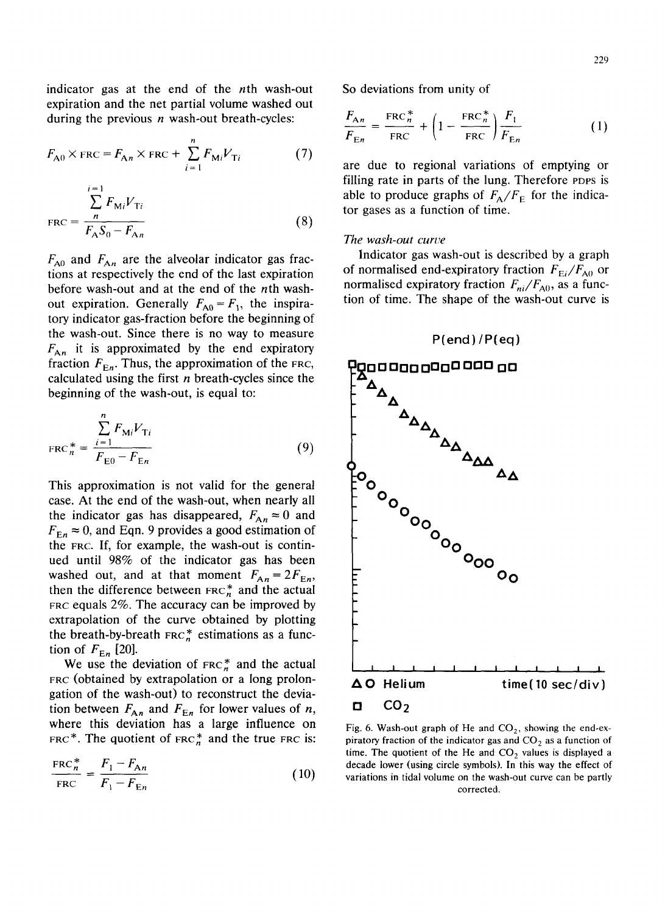indicator gas at the end of the $n$th wash-out expiration and the net partial volume washed out during the previous $n$ wash-out breath-cycles:

$$F_{A0} \times \text{FRC} = F_{An} \times \text{FRC} + \sum_{i=1}^{n} F_{Mi} V_{Ti} \tag{7}$$

$$\text{FRC} = \frac{\sum_{i=1}^{n} F_{Mi} V_{Ti}}{F_A S_0 - F_{An}} \tag{8}$$

$F_{A0}$ and $F_{An}$ are the alveolar indicator gas fractions at respectively the end of the last expiration before wash-out and at the end of the $n$th wash-out expiration. Generally $F_{A0} = F_1$, the inspiratory indicator gas-fraction before the beginning of the wash-out. Since there is no way to measure $F_{An}$ it is approximated by the end expiratory fraction $F_{En}$. Thus, the approximation of the FRC, calculated using the first $n$ breath-cycles since the beginning of the wash-out, is equal to:

$$\text{FRC}_n^* = \frac{\sum_{i=1}^{n} F_{Mi} V_{Ti}}{F_{E0} - F_{En}} \tag{9}$$

This approximation is not valid for the general case. At the end of the wash-out, when nearly all the indicator gas has disappeared, $F_{An} \approx 0$ and $F_{En} \approx 0$, and Eqn. 9 provides a good estimation of the FRC. If, for example, the wash-out is continued until 98% of the indicator gas has been washed out, and at that moment $F_{An} = 2F_{En}$, then the difference between $\text{FRC}_n^*$ and the actual FRC equals 2%. The accuracy can be improved by extrapolation of the curve obtained by plotting the breath-by-breath $\text{FRC}_n^*$ estimations as a function of $F_{En}$ [20].

We use the deviation of $\text{FRC}_n^*$ and the actual FRC (obtained by extrapolation or a long prolongation of the wash-out) to reconstruct the deviation between $F_{An}$ and $F_{En}$ for lower values of $n$, where this deviation has a large influence on $\text{FRC}^*$. The quotient of $\text{FRC}_n^*$ and the true FRC is:

$$\frac{\text{FRC}_n^*}{\text{FRC}} = \frac{F_1 - F_{An}}{F_1 - F_{En}} \tag{10}$$

So deviations from unity of

$$\frac{F_{An}}{F_{En}} = \frac{\text{FRC}_n^*}{\text{FRC}} + \left(1 - \frac{\text{FRC}_n^*}{\text{FRC}}\right) \frac{F_1}{F_{En}} \tag{1}$$

are due to regional variations of emptying or filling rate in parts of the lung. Therefore PDPS is able to produce graphs of $F_A/F_E$ for the indicator gases as a function of time.

### *The wash-out curve*

Indicator gas wash-out is described by a graph of normalised end-expiratory fraction $F_{Ei}/F_{A0}$ or normalised expiratory fraction $F_{ni}/F_{A0}$, as a function of time. The shape of the wash-out curve is

Fig. 6. Wash-out graph of He and $CO_2$, showing the end-expiratory fraction of the indicator gas and $CO_2$ as a function of time. The quotient of the He and $CO_2$ values is displayed a decade lower (using circle symbols). In this way the effect of variations in tidal volume on the wash-out curve can be partly corrected.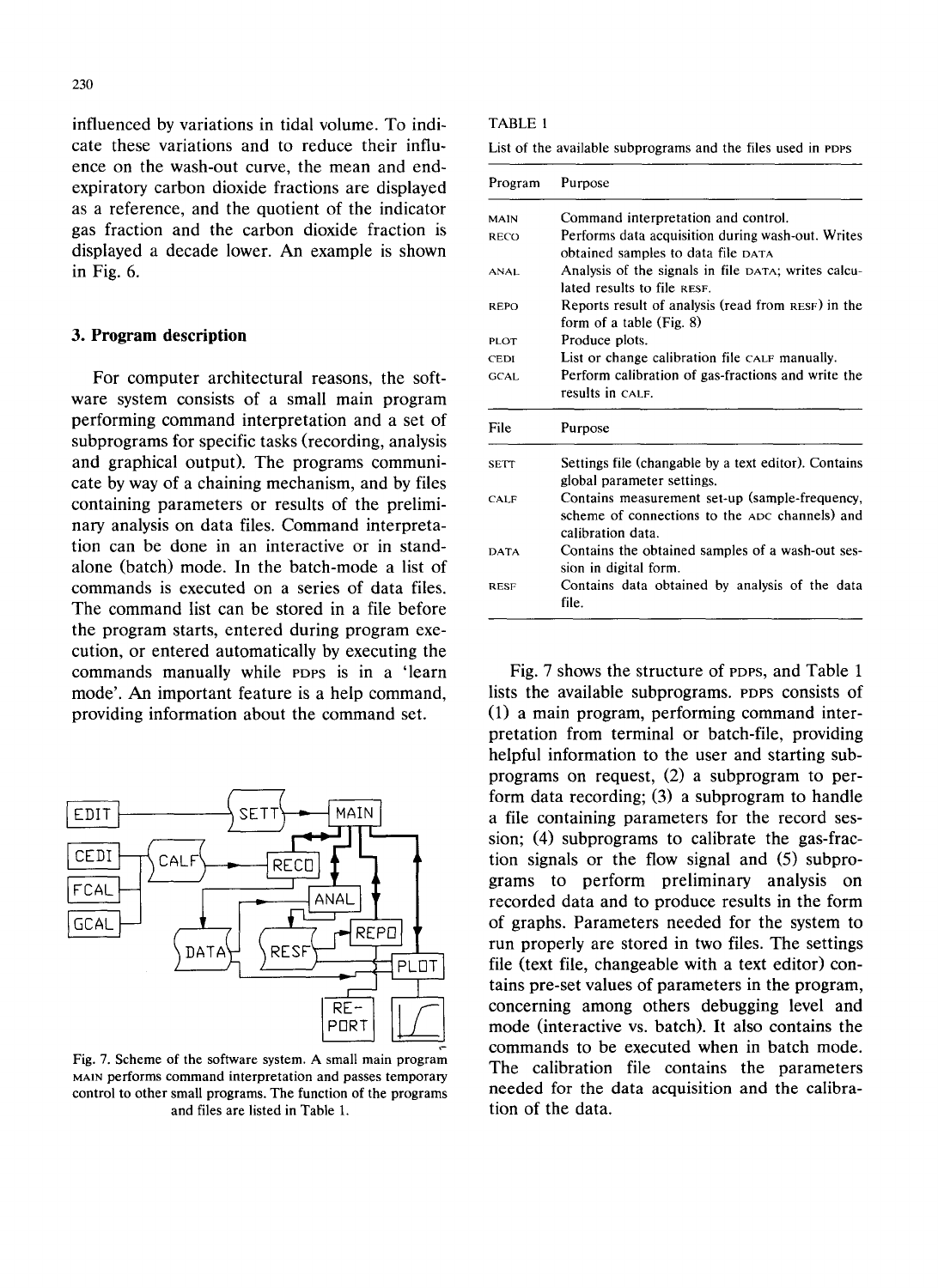influenced by variations in tidal volume. To indicate these variations and to reduce their influence on the wash-out curve, the mean and end-expiratory carbon dioxide fractions are displayed as a reference, and the quotient of the indicator gas fraction and the carbon dioxide fraction is displayed a decade lower. An example is shown in Fig. 6.

## 3. Program description

For computer architectural reasons, the software system consists of a small main program performing command interpretation and a set of subprograms for specific tasks (recording, analysis and graphical output). The programs communicate by way of a chaining mechanism, and by files containing parameters or results of the preliminary analysis on data files. Command interpretation can be done in an interactive or in stand-alone (batch) mode. In the batch-mode a list of commands is executed on a series of data files. The command list can be stored in a file before the program starts, entered during program execution, or entered automatically by executing the commands manually while PDPS is in a 'learn mode'. An important feature is a help command, providing information about the command set.

Fig. 7. Scheme of the software system. A small main program MAIN performs command interpretation and passes temporary control to other small programs. The function of the programs and files are listed in Table 1.

TABLE 1

List of the available subprograms and the files used in PDPS

| Program | Purpose |
|---|---|
| MAIN | Command interpretation and control. |
| RECO | Performs data acquisition during wash-out. Writes obtained samples to data file DATA |
| ANAL | Analysis of the signals in file DATA; writes calculated results to file RESF. |
| REPO | Reports result of analysis (read from RESF) in the form of a table (Fig. 8) |
| PLOT | Produce plots. |
| CEDI | List or change calibration file CALF manually. |
| GCAL | Perform calibration of gas-fractions and write the results in CALF. |

| File | Purpose |
|---|---|
| SETT | Settings file (changable by a text editor). Contains global parameter settings. |
| CALF | Contains measurement set-up (sample-frequency, scheme of connections to the ADC channels) and calibration data. |
| DATA | Contains the obtained samples of a wash-out session in digital form. |
| RESF | Contains data obtained by analysis of the data file. |

Fig. 7 shows the structure of PDPS, and Table 1 lists the available subprograms. PDPS consists of (1) a main program, performing command interpretation from terminal or batch-file, providing helpful information to the user and starting subprograms on request, (2) a subprogram to perform data recording; (3) a subprogram to handle a file containing parameters for the record session; (4) subprograms to calibrate the gas-fraction signals or the flow signal and (5) subprograms to perform preliminary analysis on recorded data and to produce results in the form of graphs. Parameters needed for the system to run properly are stored in two files. The settings file (text file, changeable with a text editor) contains pre-set values of parameters in the program, concerning among others debugging level and mode (interactive vs. batch). It also contains the commands to be executed when in batch mode. The calibration file contains the parameters needed for the data acquisition and the calibration of the data.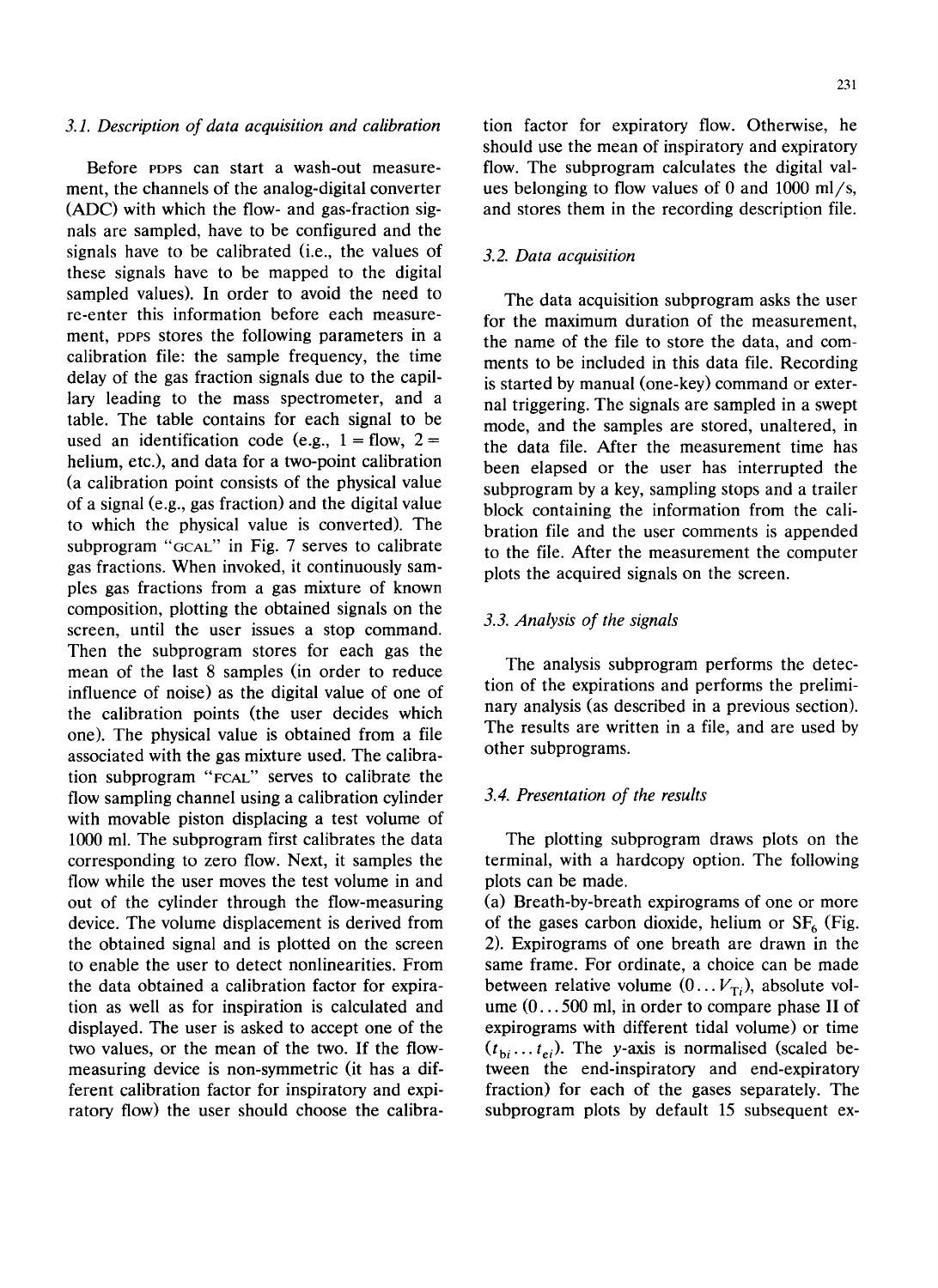### 3.1. Description of data acquisition and calibration

Before PDPS can start a wash-out measurement, the channels of the analog-digital converter (ADC) with which the flow- and gas-fraction signals are sampled, have to be configured and the signals have to be calibrated (i.e., the values of these signals have to be mapped to the digital sampled values). In order to avoid the need to re-enter this information before each measurement, PDPS stores the following parameters in a calibration file: the sample frequency, the time delay of the gas fraction signals due to the capillary leading to the mass spectrometer, and a table. The table contains for each signal to be used an identification code (e.g., 1 = flow, 2 = helium, etc.), and data for a two-point calibration (a calibration point consists of the physical value of a signal (e.g., gas fraction) and the digital value to which the physical value is converted). The subprogram "GCAL" in Fig. 7 serves to calibrate gas fractions. When invoked, it continuously samples gas fractions from a gas mixture of known composition, plotting the obtained signals on the screen, until the user issues a stop command. Then the subprogram stores for each gas the mean of the last 8 samples (in order to reduce influence of noise) as the digital value of one of the calibration points (the user decides which one). The physical value is obtained from a file associated with the gas mixture used. The calibration subprogram "FCAL" serves to calibrate the flow sampling channel using a calibration cylinder with movable piston displacing a test volume of 1000 ml. The subprogram first calibrates the data corresponding to zero flow. Next, it samples the flow while the user moves the test volume in and out of the cylinder through the flow-measuring device. The volume displacement is derived from the obtained signal and is plotted on the screen to enable the user to detect nonlinearities. From the data obtained a calibration factor for expiration as well as for inspiration is calculated and displayed. The user is asked to accept one of the two values, or the mean of the two. If the flow-measuring device is non-symmetric (it has a different calibration factor for inspiratory and expiratory flow) the user should choose the calibration factor for expiratory flow. Otherwise, he should use the mean of inspiratory and expiratory flow. The subprogram calculates the digital values belonging to flow values of 0 and 1000 ml/s, and stores them in the recording description file.

### 3.2. Data acquisition

The data acquisition subprogram asks the user for the maximum duration of the measurement, the name of the file to store the data, and comments to be included in this data file. Recording is started by manual (one-key) command or external triggering. The signals are sampled in a swept mode, and the samples are stored, unaltered, in the data file. After the measurement time has been elapsed or the user has interrupted the subprogram by a key, sampling stops and a trailer block containing the information from the calibration file and the user comments is appended to the file. After the measurement the computer plots the acquired signals on the screen.

### 3.3. Analysis of the signals

The analysis subprogram performs the detection of the expirations and performs the preliminary analysis (as described in a previous section). The results are written in a file, and are used by other subprograms.

### 3.4. Presentation of the results

The plotting subprogram draws plots on the terminal, with a hardcopy option. The following plots can be made.

(a) Breath-by-breath expirograms of one or more of the gases carbon dioxide, helium or $SF_6$ (Fig. 2). Expirograms of one breath are drawn in the same frame. For ordinate, a choice can be made between relative volume ($0 \ldots V_{Ti}$), absolute volume ($0 \ldots 500$ ml, in order to compare phase II of expirograms with different tidal volume) or time ($t_{bi} \ldots t_{ei}$). The $y$-axis is normalised (scaled between the end-inspiratory and end-expiratory fraction) for each of the gases separately. The subprogram plots by default 15 subsequent ex-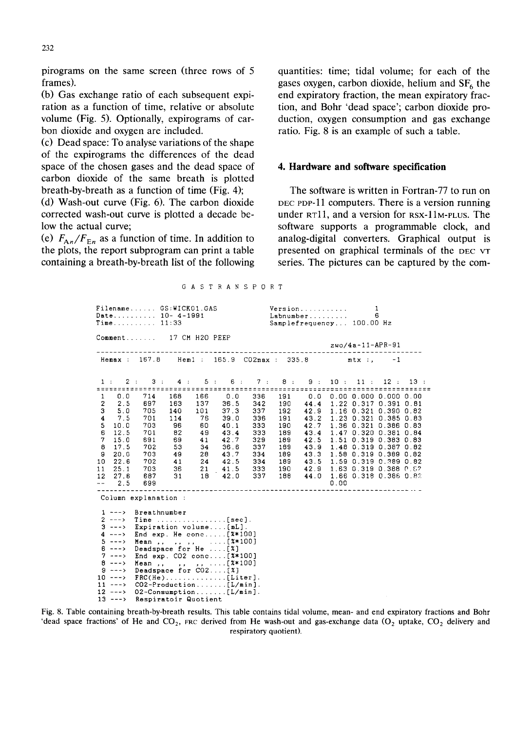pirograms on the same screen (three rows of 5 frames).

(b) Gas exchange ratio of each subsequent expiration as a function of time, relative or absolute volume (Fig. 5). Optionally, expirograms of carbon dioxide and oxygen are included.

(c) Dead space: To analyse variations of the shape of the expirograms the differences of the dead space of the chosen gases and the dead space of carbon dioxide of the same breath is plotted breath-by-breath as a function of time (Fig. 4);

(d) Wash-out curve (Fig. 6). The carbon dioxide corrected wash-out curve is plotted a decade below the actual curve;

(e) $F_{A_n}/F_{E_n}$ as a function of time. In addition to the plots, the report subprogram can print a table containing a breath-by-breath list of the following quantities: time; tidal volume; for each of the gases oxygen, carbon dioxide, helium and $SF_6$ the end expiratory fraction, the mean expiratory fraction, and Bohr 'dead space'; carbon dioxide production, oxygen consumption and gas exchange ratio. Fig. 8 is an example of such a table.

## 4. Hardware and software specification

The software is written in Fortran-77 to run on DEC PDP-11 computers. There is a version running under RT11, and a version for RSX-11M-PLUS. The software supports a programmable clock, and analog-digital converters. Graphical output is presented on graphical terminals of the DEC VT series. The pictures can be captured by the com-

```
                         G A S T R A N S P O R T

Filename...... GS:WICK01.GAS              Version...........      1
Date.......... 10- 4-1991                 Labnumber.........      6
Time.......... 11:33                      Samplefrequency...  100.00 Hz

Comment.......     17 CM H2O PEEP
                                                      zwo/4a-11-APR-91
--------------------------------------------------------------------------
 Hemax :  167.8      Heml :  165.9   CO2max :   335.8         mtx :,     -1

 1 :   2 :    3 :    4 :    5 :    6 :    7 :    8 :    9 :  10 :  11 :  12 :  13 :
==========================================================================
 1   0.0   714   168   166    0.0   336   191    0.0  0.00 0.000 0.000 0.00
 2   2.5   697   163   137   36.5   342   190   44.4  1.22 0.317 0.391 0.81
 3   5.0   705   140   101   37.3   337   192   42.9  1.16 0.321 0.390 0.82
 4   7.5   701   114    76   39.0   336   191   43.2  1.23 0.321 0.385 0.83
 5  10.0   703    96    60   40.1   333   190   42.7  1.36 0.321 0.386 0.83
 6  12.5   701    82    49   43.4   333   189   43.4  1.47 0.320 0.381 0.84
 7  15.0   691    69    41   42.7   329   189   42.5  1.51 0.319 0.383 0.83
 8  17.5   702    53    34   36.6   337   189   43.9  1.48 0.319 0.387 0.82
 9  20.0   703    49    28   43.7   334   189   43.3  1.58 0.319 0.389 0.82
10  22.6   702    41    24   42.5   334   189   43.5  1.59 0.319 0.389 0.82
11  25.1   703    36    21   41.5   333   190   42.9  1.63 0.319 0.388 0.82
12  27.6   687    31    18   42.0   337   188   44.0  1.66 0.318 0.386 0.82
--   2.5   699                                        0.00
--------------------------------------------------------------------------
 Column explanation :

  1 --->  Breathnumber
  2 --->  Time ................[sec].
  3 --->  Expiration volume....[mL].
  4 --->  End exp. He conc.....[%*100]
  5 --->  Mean ,,   ,,  ,,   ....[%*100]
  6 --->  Deadspace for He ....[%]
  7 --->  End exp. CO2 conc....[%*100]
  8 --->  Mean ,,    ,,   ,, ....[%*100]
  9 --->  Deadspace for CO2....[%]
 10 --->  FRC(He)..............[Liter].
 11 --->  CO2-Production.......[L/min].
 12 --->  O2-Consumption.......[L/min].
 13 --->  Respiratoir Quotient
```

Fig. 8. Table containing breath-by-breath results. This table contains tidal volume, mean- and end expiratory fractions and Bohr 'dead space fractions' of He and $CO_2$, FRC derived from He wash-out and gas-exchange data ($O_2$ uptake, $CO_2$ delivery and respiratory quotient).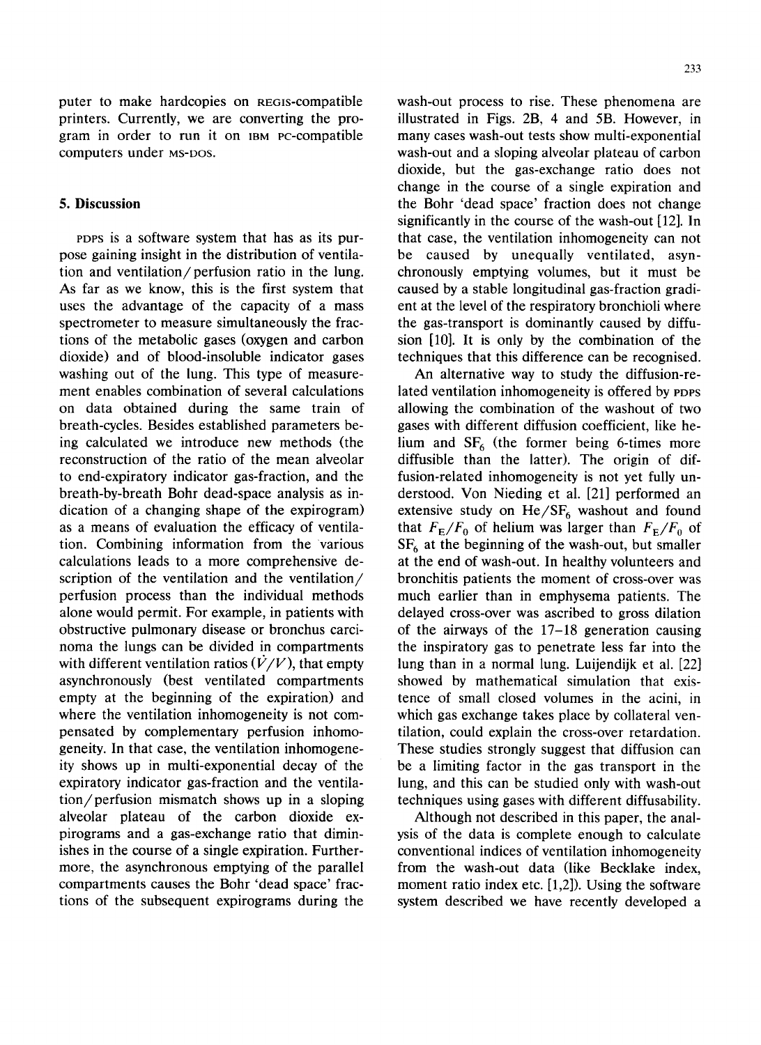puter to make hardcopies on REGIS-compatible printers. Currently, we are converting the program in order to run it on IBM PC-compatible computers under MS-DOS.

## 5. Discussion

PDPS is a software system that has as its purpose gaining insight in the distribution of ventilation and ventilation/perfusion ratio in the lung. As far as we know, this is the first system that uses the advantage of the capacity of a mass spectrometer to measure simultaneously the fractions of the metabolic gases (oxygen and carbon dioxide) and of blood-insoluble indicator gases washing out of the lung. This type of measurement enables combination of several calculations on data obtained during the same train of breath-cycles. Besides established parameters being calculated we introduce new methods (the reconstruction of the ratio of the mean alveolar to end-expiratory indicator gas-fraction, and the breath-by-breath Bohr dead-space analysis as indication of a changing shape of the expirogram) as a means of evaluation the efficacy of ventilation. Combining information from the various calculations leads to a more comprehensive description of the ventilation and the ventilation/perfusion process than the individual methods alone would permit. For example, in patients with obstructive pulmonary disease or bronchus carcinoma the lungs can be divided in compartments with different ventilation ratios ($\dot{V}/V$), that empty asynchronously (best ventilated compartments empty at the beginning of the expiration) and where the ventilation inhomogeneity is not compensated by complementary perfusion inhomogeneity. In that case, the ventilation inhomogeneity shows up in multi-exponential decay of the expiratory indicator gas-fraction and the ventilation/perfusion mismatch shows up in a sloping alveolar plateau of the carbon dioxide expirograms and a gas-exchange ratio that diminishes in the course of a single expiration. Furthermore, the asynchronous emptying of the parallel compartments causes the Bohr 'dead space' fractions of the subsequent expirograms during the wash-out process to rise. These phenomena are illustrated in Figs. 2B, 4 and 5B. However, in many cases wash-out tests show multi-exponential wash-out and a sloping alveolar plateau of carbon dioxide, but the gas-exchange ratio does not change in the course of a single expiration and the Bohr 'dead space' fraction does not change significantly in the course of the wash-out [12]. In that case, the ventilation inhomogeneity can not be caused by unequally ventilated, asynchronously emptying volumes, but it must be caused by a stable longitudinal gas-fraction gradient at the level of the respiratory bronchioli where the gas-transport is dominantly caused by diffusion [10]. It is only by the combination of the techniques that this difference can be recognised.

An alternative way to study the diffusion-related ventilation inhomogeneity is offered by PDPS allowing the combination of the washout of two gases with different diffusion coefficient, like helium and $SF_6$ (the former being 6-times more diffusible than the latter). The origin of diffusion-related inhomogeneity is not yet fully understood. Von Nieding et al. [21] performed an extensive study on He/$SF_6$ washout and found that $F_E/F_0$ of helium was larger than $F_E/F_0$ of $SF_6$ at the beginning of the wash-out, but smaller at the end of wash-out. In healthy volunteers and bronchitis patients the moment of cross-over was much earlier than in emphysema patients. The delayed cross-over was ascribed to gross dilation of the airways of the 17–18 generation causing the inspiratory gas to penetrate less far into the lung than in a normal lung. Luijendijk et al. [22] showed by mathematical simulation that existence of small closed volumes in the acini, in which gas exchange takes place by collateral ventilation, could explain the cross-over retardation. These studies strongly suggest that diffusion can be a limiting factor in the gas transport in the lung, and this can be studied only with wash-out techniques using gases with different diffusability.

Although not described in this paper, the analysis of the data is complete enough to calculate conventional indices of ventilation inhomogeneity from the wash-out data (like Becklake index, moment ratio index etc. [1,2]). Using the software system described we have recently developed a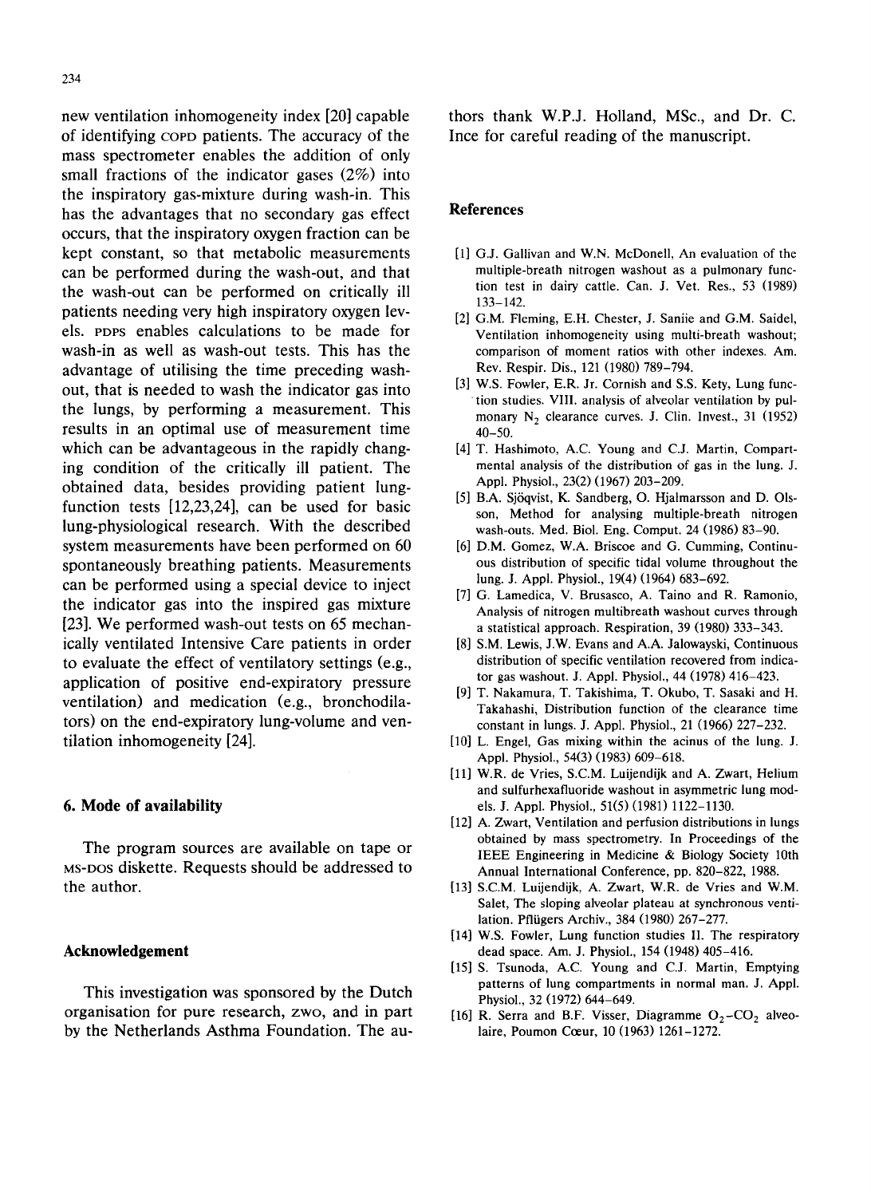new ventilation inhomogeneity index [20] capable of identifying COPD patients. The accuracy of the mass spectrometer enables the addition of only small fractions of the indicator gases (2%) into the inspiratory gas-mixture during wash-in. This has the advantages that no secondary gas effect occurs, that the inspiratory oxygen fraction can be kept constant, so that metabolic measurements can be performed during the wash-out, and that the wash-out can be performed on critically ill patients needing very high inspiratory oxygen levels. PDPS enables calculations to be made for wash-in as well as wash-out tests. This has the advantage of utilising the time preceding wash-out, that is needed to wash the indicator gas into the lungs, by performing a measurement. This results in an optimal use of measurement time which can be advantageous in the rapidly changing condition of the critically ill patient. The obtained data, besides providing patient lung-function tests [12,23,24], can be used for basic lung-physiological research. With the described system measurements have been performed on 60 spontaneously breathing patients. Measurements can be performed using a special device to inject the indicator gas into the inspired gas mixture [23]. We performed wash-out tests on 65 mechanically ventilated Intensive Care patients in order to evaluate the effect of ventilatory settings (e.g., application of positive end-expiratory pressure ventilation) and medication (e.g., bronchodilators) on the end-expiratory lung-volume and ventilation inhomogeneity [24].

## 6. Mode of availability

The program sources are available on tape or MS-DOS diskette. Requests should be addressed to the author.

## Acknowledgement

This investigation was sponsored by the Dutch organisation for pure research, ZWO, and in part by the Netherlands Asthma Foundation. The authors thank W.P.J. Holland, MSc., and Dr. C. Ince for careful reading of the manuscript.

## References

[1] G.J. Gallivan and W.N. McDonell, An evaluation of the multiple-breath nitrogen washout as a pulmonary function test in dairy cattle. Can. J. Vet. Res., 53 (1989) 133–142.

[2] G.M. Fleming, E.H. Chester, J. Saniie and G.M. Saidel, Ventilation inhomogeneity using multi-breath washout; comparison of moment ratios with other indexes. Am. Rev. Respir. Dis., 121 (1980) 789–794.

[3] W.S. Fowler, E.R. Jr. Cornish and S.S. Kety, Lung function studies. VIII. analysis of alveolar ventilation by pulmonary $N_2$ clearance curves. J. Clin. Invest., 31 (1952) 40–50.

[4] T. Hashimoto, A.C. Young and C.J. Martin, Compartmental analysis of the distribution of gas in the lung. J. Appl. Physiol., 23(2) (1967) 203–209.

[5] B.A. Sjöqvist, K. Sandberg, O. Hjalmarsson and D. Olsson, Method for analysing multiple-breath nitrogen wash-outs. Med. Biol. Eng. Comput. 24 (1986) 83–90.

[6] D.M. Gomez, W.A. Briscoe and G. Cumming, Continuous distribution of specific tidal volume throughout the lung. J. Appl. Physiol., 19(4) (1964) 683–692.

[7] G. Lamedica, V. Brusasco, A. Taino and R. Ramonio, Analysis of nitrogen multibreath washout curves through a statistical approach. Respiration, 39 (1980) 333–343.

[8] S.M. Lewis, J.W. Evans and A.A. Jalowayski, Continuous distribution of specific ventilation recovered from indicator gas washout. J. Appl. Physiol., 44 (1978) 416–423.

[9] T. Nakamura, T. Takishima, T. Okubo, T. Sasaki and H. Takahashi, Distribution function of the clearance time constant in lungs. J. Appl. Physiol., 21 (1966) 227–232.

[10] L. Engel, Gas mixing within the acinus of the lung. J. Appl. Physiol., 54(3) (1983) 609–618.

[11] W.R. de Vries, S.C.M. Luijendijk and A. Zwart, Helium and sulfurhexafluoride washout in asymmetric lung models. J. Appl. Physiol., 51(5) (1981) 1122–1130.

[12] A. Zwart, Ventilation and perfusion distributions in lungs obtained by mass spectrometry. In Proceedings of the IEEE Engineering in Medicine & Biology Society 10th Annual International Conference, pp. 820–822, 1988.

[13] S.C.M. Luijendijk, A. Zwart, W.R. de Vries and W.M. Salet, The sloping alveolar plateau at synchronous ventilation. Pflügers Archiv., 384 (1980) 267–277.

[14] W.S. Fowler, Lung function studies II. The respiratory dead space. Am. J. Physiol., 154 (1948) 405–416.

[15] S. Tsunoda, A.C. Young and C.J. Martin, Emptying patterns of lung compartments in normal man. J. Appl. Physiol., 32 (1972) 644–649.

[16] R. Serra and B.F. Visser, Diagramme $O_2$–$CO_2$ alveolaire, Poumon Cœur, 10 (1963) 1261–1272.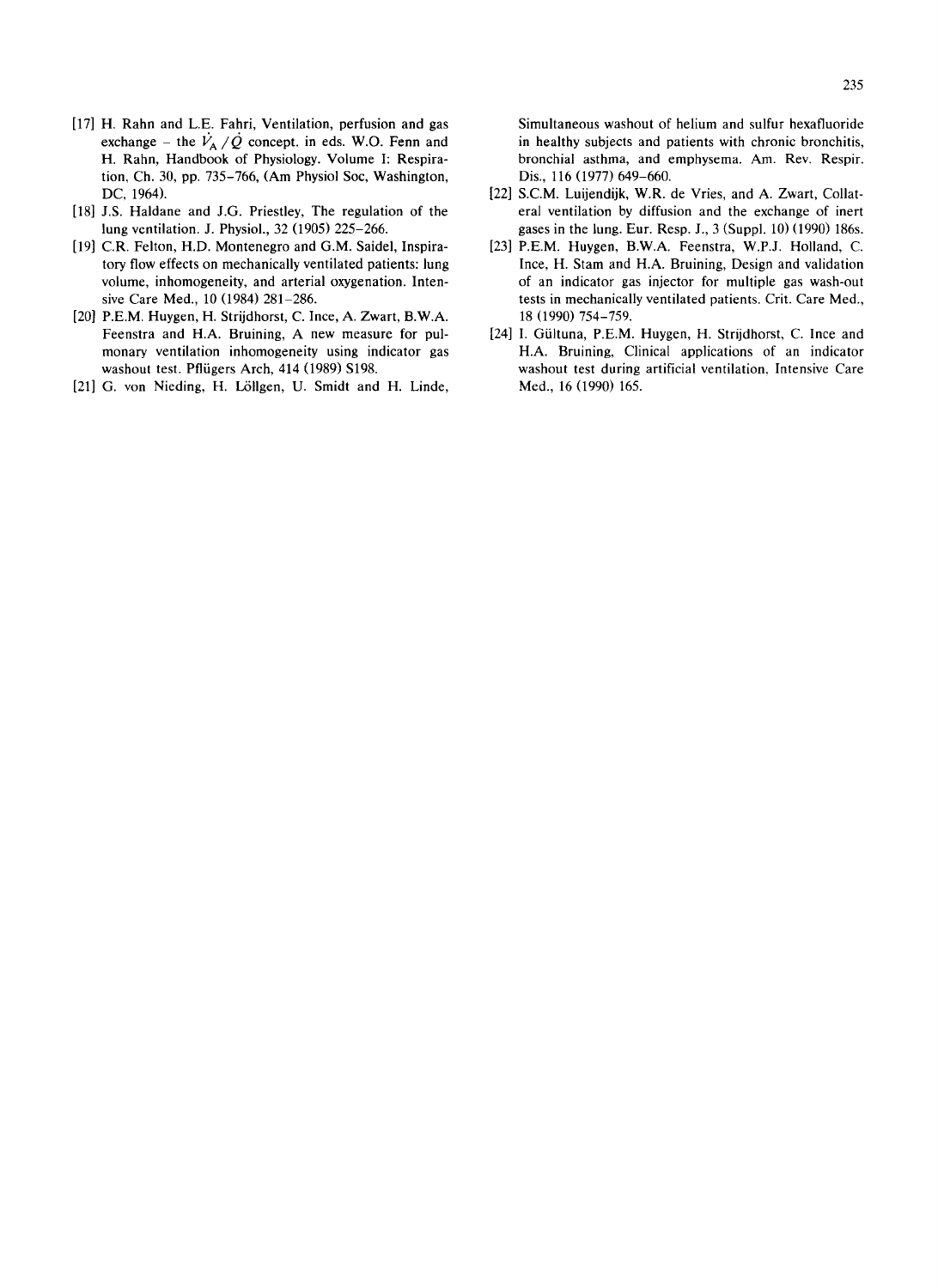[17] H. Rahn and L.E. Fahri, Ventilation, perfusion and gas exchange – the $\dot{V}_A / \dot{Q}$ concept. in eds. W.O. Fenn and H. Rahn, Handbook of Physiology. Volume I: Respiration, Ch. 30, pp. 735–766, (Am Physiol Soc, Washington, DC, 1964).

[18] J.S. Haldane and J.G. Priestley, The regulation of the lung ventilation. J. Physiol., 32 (1905) 225–266.

[19] C.R. Felton, H.D. Montenegro and G.M. Saidel, Inspiratory flow effects on mechanically ventilated patients: lung volume, inhomogeneity, and arterial oxygenation. Intensive Care Med., 10 (1984) 281–286.

[20] P.E.M. Huygen, H. Strijdhorst, C. Ince, A. Zwart, B.W.A. Feenstra and H.A. Bruining, A new measure for pulmonary ventilation inhomogeneity using indicator gas washout test. Pflügers Arch, 414 (1989) S198.

[21] G. von Nieding, H. Löllgen, U. Smidt and H. Linde, Simultaneous washout of helium and sulfur hexafluoride in healthy subjects and patients with chronic bronchitis, bronchial asthma, and emphysema. Am. Rev. Respir. Dis., 116 (1977) 649–660.

[22] S.C.M. Luijendijk, W.R. de Vries, and A. Zwart, Collateral ventilation by diffusion and the exchange of inert gases in the lung. Eur. Resp. J., 3 (Suppl. 10) (1990) 186s.

[23] P.E.M. Huygen, B.W.A. Feenstra, W.P.J. Holland, C. Ince, H. Stam and H.A. Bruining, Design and validation of an indicator gas injector for multiple gas wash-out tests in mechanically ventilated patients. Crit. Care Med., 18 (1990) 754–759.

[24] I. Gültuna, P.E.M. Huygen, H. Strijdhorst, C. Ince and H.A. Bruining, Clinical applications of an indicator washout test during artificial ventilation, Intensive Care Med., 16 (1990) 165.